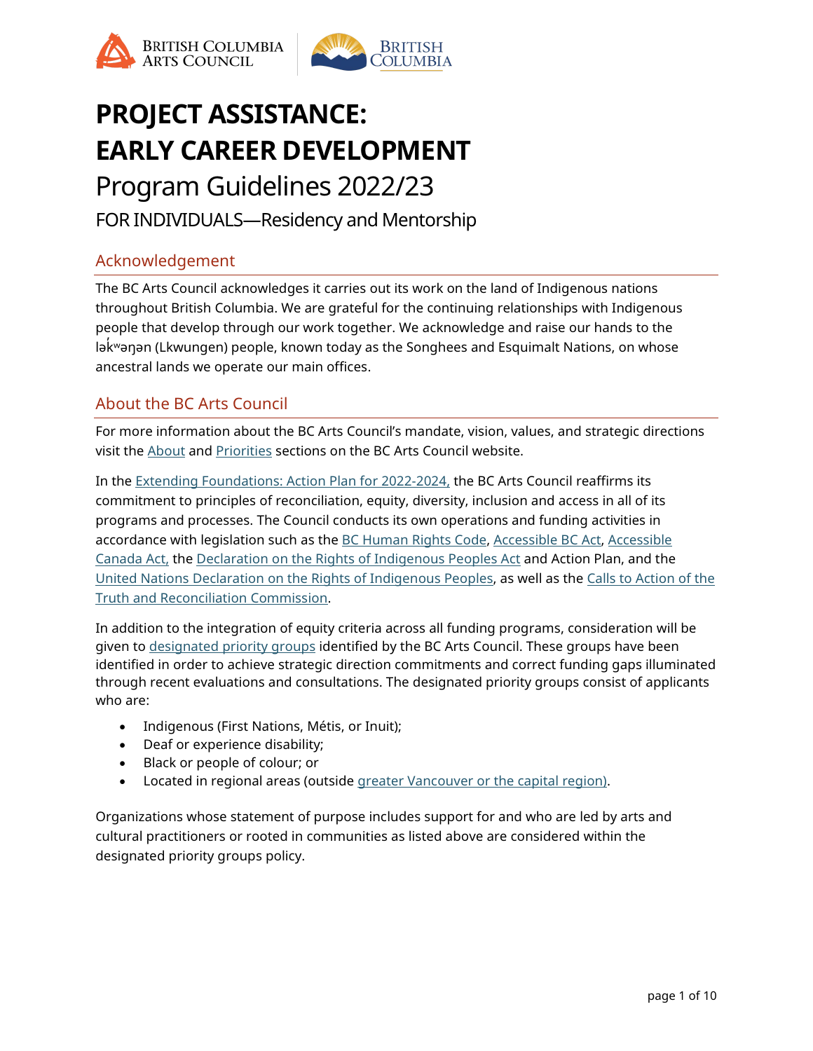# PROJECT ASSISTANCE: EARLY CAREER DEVELOPMENT

Program Guidelines 2022/23

FOR INDIVIDUALS—Residency and Mentorship

## Acknowledgement

The BC Arts Council acknowledges it carries out its work on the land of Indigenous nations throughout British Columbia. We are grateful for the continuing relationships with Indigenous people that develop through our work together. We acknowledge and raise our hands to the ləkʷəŋən (Lkwungen) people, known today as the Songhees and Esquimalt Nations, on whose ancestral lands we operate our main offices.

## About the BC Arts Council

For more information about the BC Arts Council's mandate, vision, values, and strategic directions visit the About and Priorities sections on the BC Arts Council website.

In the Extending Foundations: Action Plan for 2022-2024, the BC Arts Council reaffirms its commitment to principles of reconciliation, equity, diversity, inclusion and access in all of its programs and processes. The Council conducts its own operations and funding activities in accordance with legislation such as the BC Human Rights Code, Accessible BC Act, Accessible Canada Act, the Declaration on the Rights of Indigenous Peoples Act and Action Plan, and the United Nations Declaration on the Rights of Indigenous Peoples, as well as the Calls to Action of the Truth and Reconciliation Commission.

In addition to the integration of equity criteria across all funding programs, consideration will be given to designated priority groups identified by the BC Arts Council. These groups have been identified in order to achieve strategic direction commitments and correct funding gaps illuminated through recent evaluations and consultations. The designated priority groups consist of applicants who are:

- Indigenous (First Nations, Métis, or Inuit);
- Deaf or experience disability;
- Black or people of colour; or
- Located in regional areas (outside greater Vancouver or the capital region).

Organizations whose statement of purpose includes support for and who are led by arts and cultural practitioners or rooted in communities as listed above are considered within the designated priority groups policy.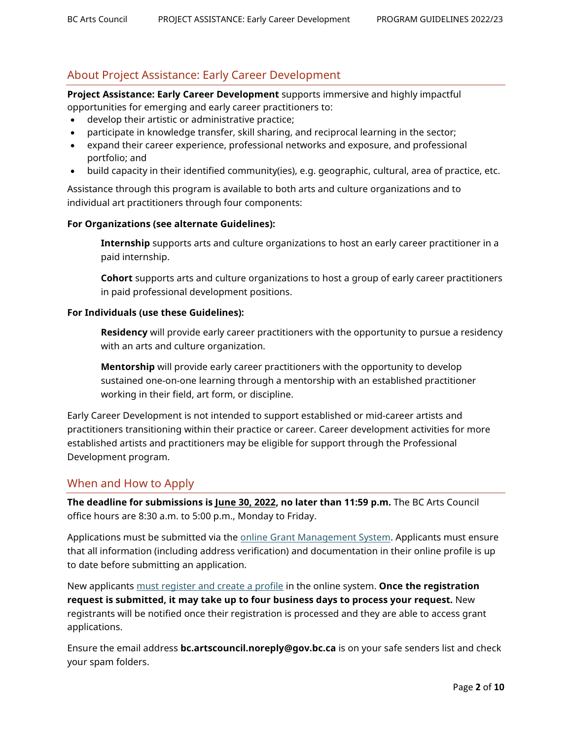## About Project Assistance: Early Career Development

**Project Assistance: Early Career Development** supports immersive and highly impactful opportunities for emerging and early career practitioners to:

- develop their artistic or administrative practice;
- participate in knowledge transfer, skill sharing, and reciprocal learning in the sector;
- expand their career experience, professional networks and exposure, and professional portfolio; and
- build capacity in their identified community(ies), e.g. geographic, cultural, area of practice, etc.

Assistance through this program is available to both arts and culture organizations and to individual art practitioners through four components:

**For Organizations (see alternate Guidelines):**

> **Internship** supports arts and culture organizations to host an early career practitioner in a paid internship.
>
> **Cohort** supports arts and culture organizations to host a group of early career practitioners in paid professional development positions.

**For Individuals (use these Guidelines):**

> **Residency** will provide early career practitioners with the opportunity to pursue a residency with an arts and culture organization.
>
> **Mentorship** will provide early career practitioners with the opportunity to develop sustained one-on-one learning through a mentorship with an established practitioner working in their field, art form, or discipline.

Early Career Development is not intended to support established or mid-career artists and practitioners transitioning within their practice or career. Career development activities for more established artists and practitioners may be eligible for support through the Professional Development program.

## When and How to Apply

**The deadline for submissions is June 30, 2022, no later than 11:59 p.m.** The BC Arts Council office hours are 8:30 a.m. to 5:00 p.m., Monday to Friday.

Applications must be submitted via the online Grant Management System. Applicants must ensure that all information (including address verification) and documentation in their online profile is up to date before submitting an application.

New applicants must register and create a profile in the online system. **Once the registration request is submitted, it may take up to four business days to process your request.** New registrants will be notified once their registration is processed and they are able to access grant applications.

Ensure the email address **bc.artscouncil.noreply@gov.bc.ca** is on your safe senders list and check your spam folders.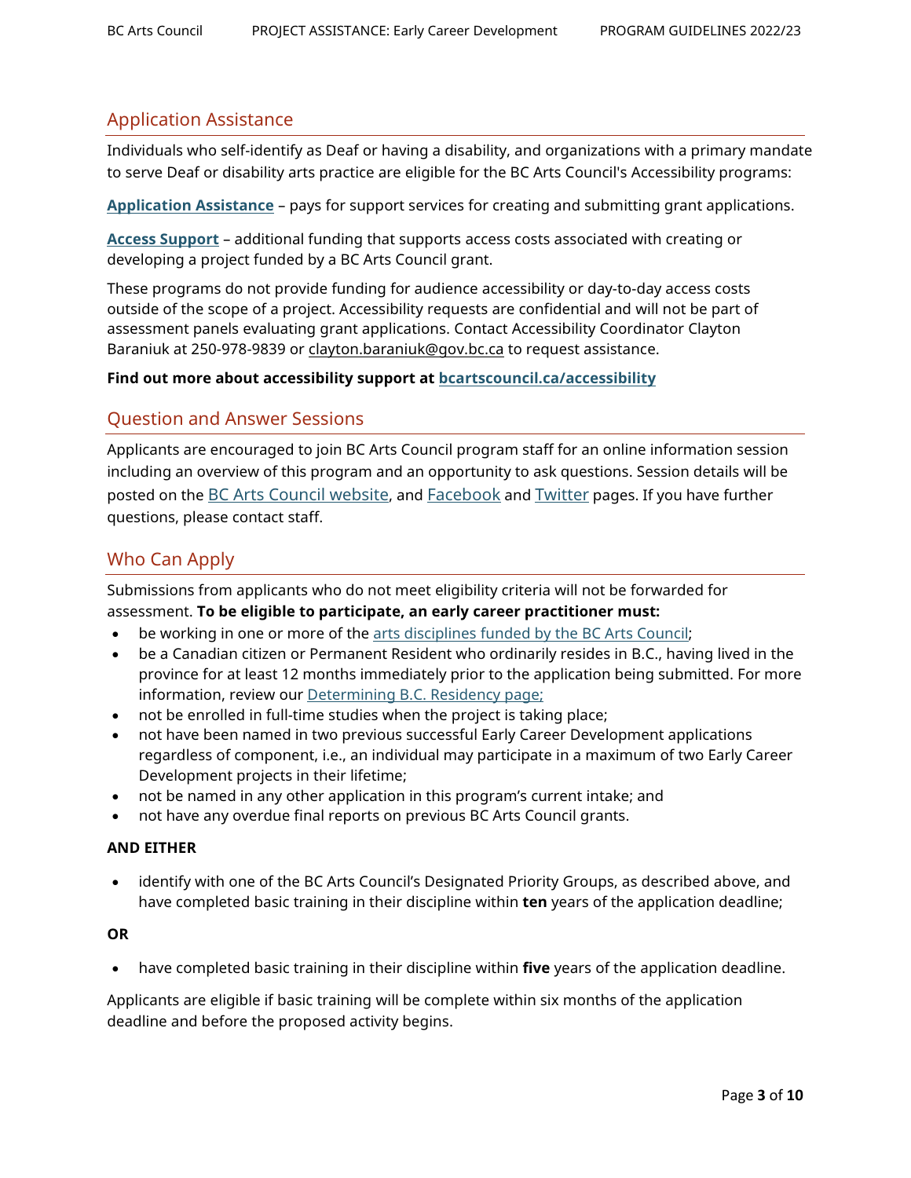## Application Assistance

Individuals who self-identify as Deaf or having a disability, and organizations with a primary mandate to serve Deaf or disability arts practice are eligible for the BC Arts Council's Accessibility programs:

**Application Assistance** – pays for support services for creating and submitting grant applications.

**Access Support** – additional funding that supports access costs associated with creating or developing a project funded by a BC Arts Council grant.

These programs do not provide funding for audience accessibility or day-to-day access costs outside of the scope of a project. Accessibility requests are confidential and will not be part of assessment panels evaluating grant applications. Contact Accessibility Coordinator Clayton Baraniuk at 250-978-9839 or clayton.baraniuk@gov.bc.ca to request assistance.

**Find out more about accessibility support at bcartscouncil.ca/accessibility**

## Question and Answer Sessions

Applicants are encouraged to join BC Arts Council program staff for an online information session including an overview of this program and an opportunity to ask questions. Session details will be posted on the BC Arts Council website, and Facebook and Twitter pages. If you have further questions, please contact staff.

## Who Can Apply

Submissions from applicants who do not meet eligibility criteria will not be forwarded for assessment. **To be eligible to participate, an early career practitioner must:**

- be working in one or more of the arts disciplines funded by the BC Arts Council;
- be a Canadian citizen or Permanent Resident who ordinarily resides in B.C., having lived in the province for at least 12 months immediately prior to the application being submitted. For more information, review our Determining B.C. Residency page;
- not be enrolled in full-time studies when the project is taking place;
- not have been named in two previous successful Early Career Development applications regardless of component, i.e., an individual may participate in a maximum of two Early Career Development projects in their lifetime;
- not be named in any other application in this program's current intake; and
- not have any overdue final reports on previous BC Arts Council grants.

**AND EITHER**

- identify with one of the BC Arts Council's Designated Priority Groups, as described above, and have completed basic training in their discipline within **ten** years of the application deadline;

**OR**

- have completed basic training in their discipline within **five** years of the application deadline.

Applicants are eligible if basic training will be complete within six months of the application deadline and before the proposed activity begins.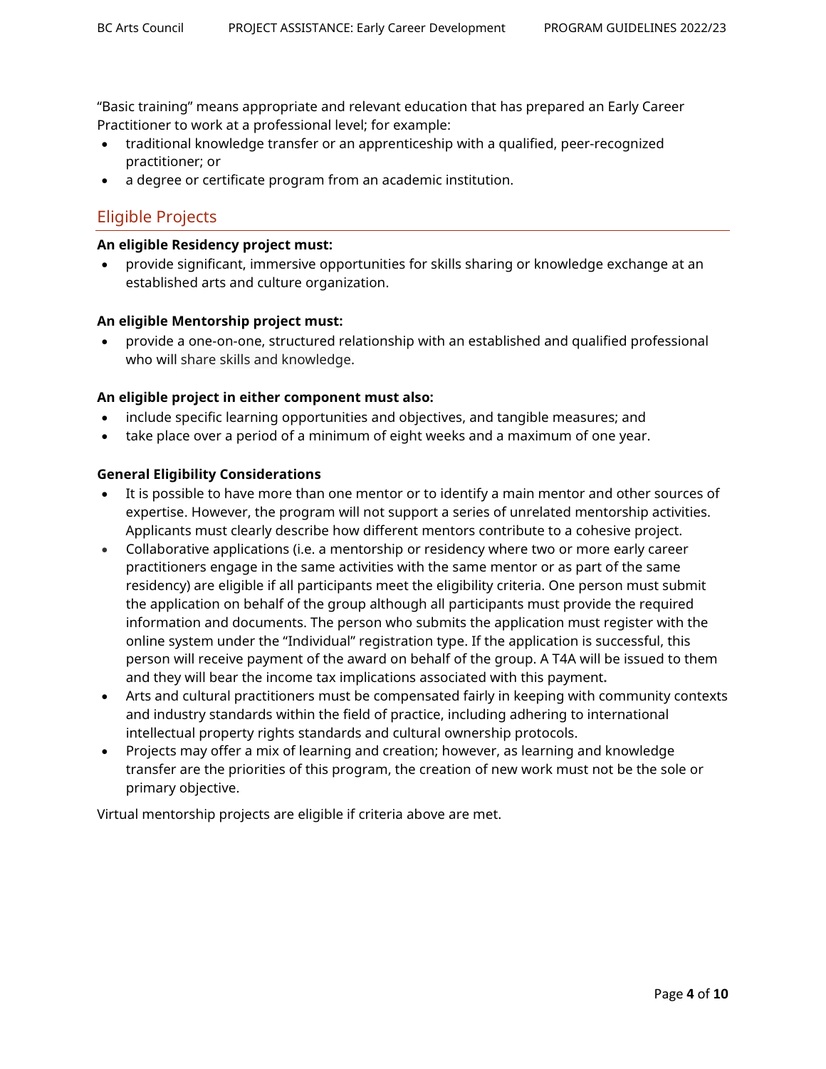"Basic training" means appropriate and relevant education that has prepared an Early Career Practitioner to work at a professional level; for example:

- traditional knowledge transfer or an apprenticeship with a qualified, peer-recognized practitioner; or
- a degree or certificate program from an academic institution.

## Eligible Projects

**An eligible Residency project must:**

- provide significant, immersive opportunities for skills sharing or knowledge exchange at an established arts and culture organization.

**An eligible Mentorship project must:**

- provide a one-on-one, structured relationship with an established and qualified professional who will share skills and knowledge.

**An eligible project in either component must also:**

- include specific learning opportunities and objectives, and tangible measures; and
- take place over a period of a minimum of eight weeks and a maximum of one year.

**General Eligibility Considerations**

- It is possible to have more than one mentor or to identify a main mentor and other sources of expertise. However, the program will not support a series of unrelated mentorship activities. Applicants must clearly describe how different mentors contribute to a cohesive project.
- Collaborative applications (i.e. a mentorship or residency where two or more early career practitioners engage in the same activities with the same mentor or as part of the same residency) are eligible if all participants meet the eligibility criteria. One person must submit the application on behalf of the group although all participants must provide the required information and documents. The person who submits the application must register with the online system under the "Individual" registration type. If the application is successful, this person will receive payment of the award on behalf of the group. A T4A will be issued to them and they will bear the income tax implications associated with this payment.
- Arts and cultural practitioners must be compensated fairly in keeping with community contexts and industry standards within the field of practice, including adhering to international intellectual property rights standards and cultural ownership protocols.
- Projects may offer a mix of learning and creation; however, as learning and knowledge transfer are the priorities of this program, the creation of new work must not be the sole or primary objective.

Virtual mentorship projects are eligible if criteria above are met.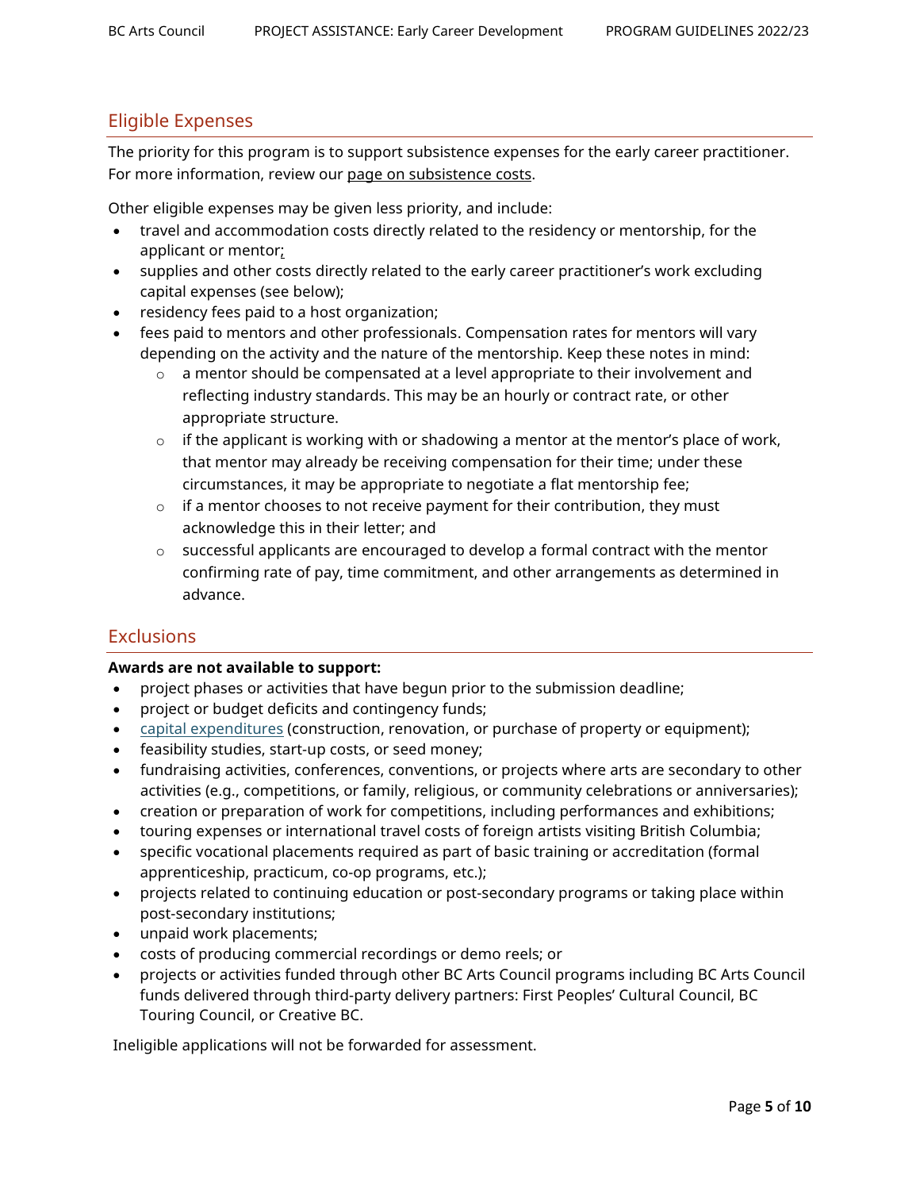## Eligible Expenses

The priority for this program is to support subsistence expenses for the early career practitioner. For more information, review our page on subsistence costs.

Other eligible expenses may be given less priority, and include:

- travel and accommodation costs directly related to the residency or mentorship, for the applicant or mentor;
- supplies and other costs directly related to the early career practitioner's work excluding capital expenses (see below);
- residency fees paid to a host organization;
- fees paid to mentors and other professionals. Compensation rates for mentors will vary depending on the activity and the nature of the mentorship. Keep these notes in mind:
    - a mentor should be compensated at a level appropriate to their involvement and reflecting industry standards. This may be an hourly or contract rate, or other appropriate structure.
    - if the applicant is working with or shadowing a mentor at the mentor's place of work, that mentor may already be receiving compensation for their time; under these circumstances, it may be appropriate to negotiate a flat mentorship fee;
    - if a mentor chooses to not receive payment for their contribution, they must acknowledge this in their letter; and
    - successful applicants are encouraged to develop a formal contract with the mentor confirming rate of pay, time commitment, and other arrangements as determined in advance.

## Exclusions

**Awards are not available to support:**

- project phases or activities that have begun prior to the submission deadline;
- project or budget deficits and contingency funds;
- capital expenditures (construction, renovation, or purchase of property or equipment);
- feasibility studies, start-up costs, or seed money;
- fundraising activities, conferences, conventions, or projects where arts are secondary to other activities (e.g., competitions, or family, religious, or community celebrations or anniversaries);
- creation or preparation of work for competitions, including performances and exhibitions;
- touring expenses or international travel costs of foreign artists visiting British Columbia;
- specific vocational placements required as part of basic training or accreditation (formal apprenticeship, practicum, co-op programs, etc.);
- projects related to continuing education or post-secondary programs or taking place within post-secondary institutions;
- unpaid work placements;
- costs of producing commercial recordings or demo reels; or
- projects or activities funded through other BC Arts Council programs including BC Arts Council funds delivered through third-party delivery partners: First Peoples' Cultural Council, BC Touring Council, or Creative BC.

Ineligible applications will not be forwarded for assessment.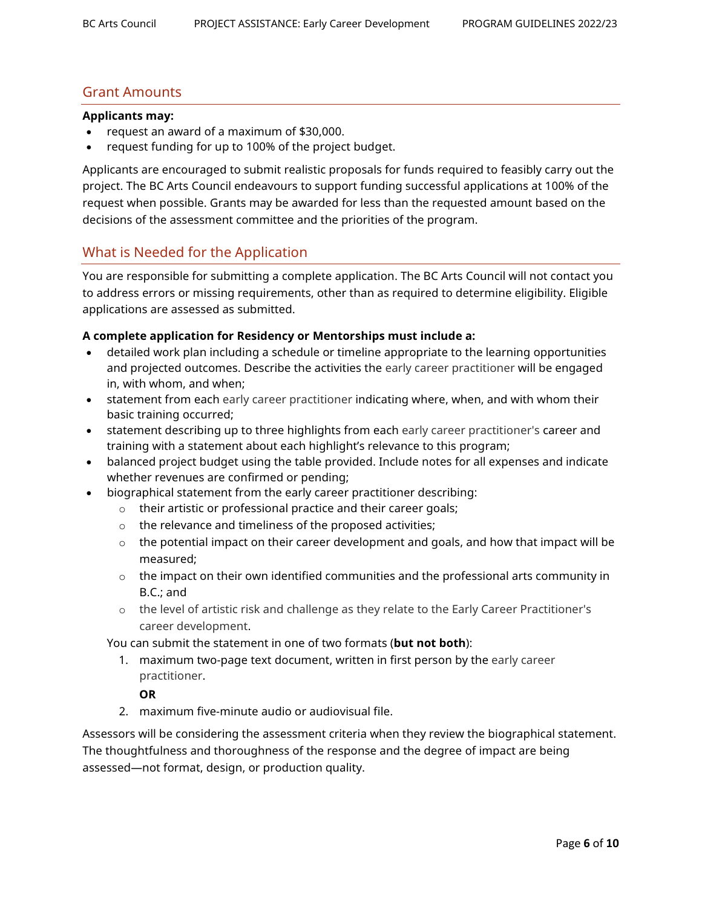## Grant Amounts

**Applicants may:**

- request an award of a maximum of $30,000.
- request funding for up to 100% of the project budget.

Applicants are encouraged to submit realistic proposals for funds required to feasibly carry out the project. The BC Arts Council endeavours to support funding successful applications at 100% of the request when possible. Grants may be awarded for less than the requested amount based on the decisions of the assessment committee and the priorities of the program.

## What is Needed for the Application

You are responsible for submitting a complete application. The BC Arts Council will not contact you to address errors or missing requirements, other than as required to determine eligibility. Eligible applications are assessed as submitted.

**A complete application for Residency or Mentorships must include a:**

- detailed work plan including a schedule or timeline appropriate to the learning opportunities and projected outcomes. Describe the activities the early career practitioner will be engaged in, with whom, and when;
- statement from each early career practitioner indicating where, when, and with whom their basic training occurred;
- statement describing up to three highlights from each early career practitioner's career and training with a statement about each highlight's relevance to this program;
- balanced project budget using the table provided. Include notes for all expenses and indicate whether revenues are confirmed or pending;
- biographical statement from the early career practitioner describing:
    - their artistic or professional practice and their career goals;
    - the relevance and timeliness of the proposed activities;
    - the potential impact on their career development and goals, and how that impact will be measured;
    - the impact on their own identified communities and the professional arts community in B.C.; and
    - the level of artistic risk and challenge as they relate to the Early Career Practitioner's career development.

  You can submit the statement in one of two formats (**but not both**):

    1. maximum two-page text document, written in first person by the early career practitioner.

       **OR**

    2. maximum five-minute audio or audiovisual file.

Assessors will be considering the assessment criteria when they review the biographical statement. The thoughtfulness and thoroughness of the response and the degree of impact are being assessed—not format, design, or production quality.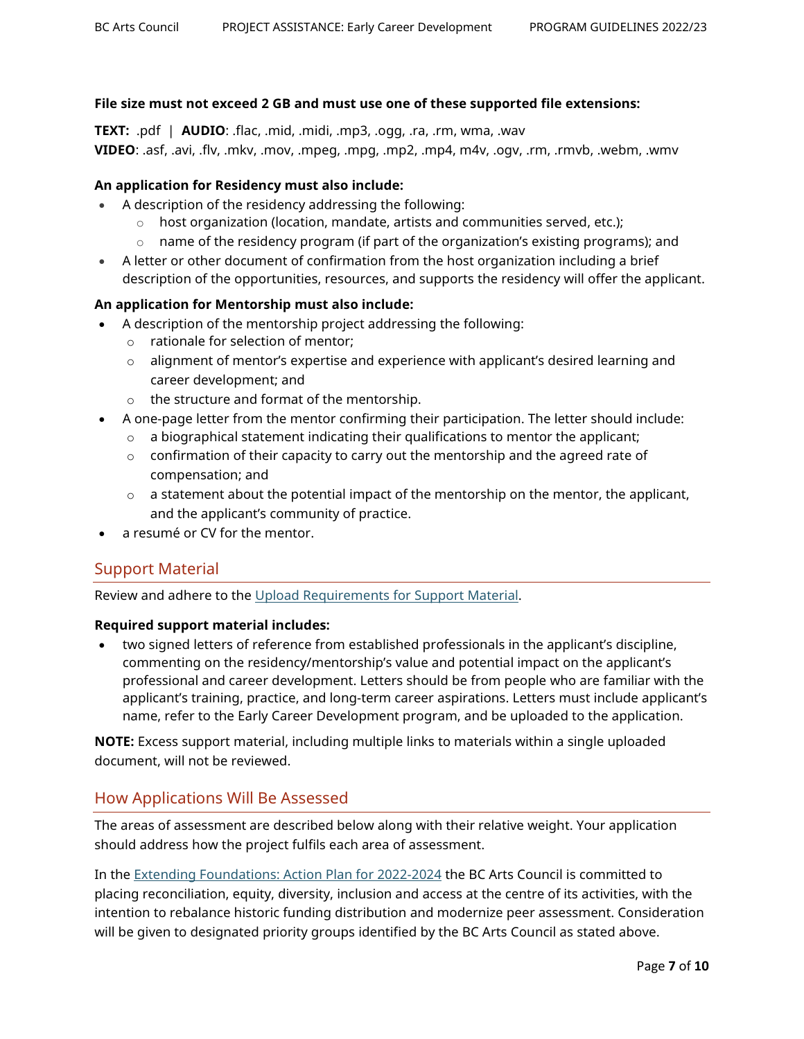**File size must not exceed 2 GB and must use one of these supported file extensions:**

**TEXT:** .pdf | **AUDIO**: .flac, .mid, .midi, .mp3, .ogg, .ra, .rm, wma, .wav
**VIDEO**: .asf, .avi, .flv, .mkv, .mov, .mpeg, .mpg, .mp2, .mp4, m4v, .ogv, .rm, .rmvb, .webm, .wmv

**An application for Residency must also include:**

- A description of the residency addressing the following:
  - host organization (location, mandate, artists and communities served, etc.);
  - name of the residency program (if part of the organization's existing programs); and
- A letter or other document of confirmation from the host organization including a brief description of the opportunities, resources, and supports the residency will offer the applicant.

**An application for Mentorship must also include:**

- A description of the mentorship project addressing the following:
  - rationale for selection of mentor;
  - alignment of mentor's expertise and experience with applicant's desired learning and career development; and
  - the structure and format of the mentorship.
- A one-page letter from the mentor confirming their participation. The letter should include:
  - a biographical statement indicating their qualifications to mentor the applicant;
  - confirmation of their capacity to carry out the mentorship and the agreed rate of compensation; and
  - a statement about the potential impact of the mentorship on the mentor, the applicant, and the applicant's community of practice.
- a resumé or CV for the mentor.

## Support Material

Review and adhere to the Upload Requirements for Support Material.

**Required support material includes:**

- two signed letters of reference from established professionals in the applicant's discipline, commenting on the residency/mentorship's value and potential impact on the applicant's professional and career development. Letters should be from people who are familiar with the applicant's training, practice, and long-term career aspirations. Letters must include applicant's name, refer to the Early Career Development program, and be uploaded to the application.

**NOTE:** Excess support material, including multiple links to materials within a single uploaded document, will not be reviewed.

## How Applications Will Be Assessed

The areas of assessment are described below along with their relative weight. Your application should address how the project fulfils each area of assessment.

In the Extending Foundations: Action Plan for 2022-2024 the BC Arts Council is committed to placing reconciliation, equity, diversity, inclusion and access at the centre of its activities, with the intention to rebalance historic funding distribution and modernize peer assessment. Consideration will be given to designated priority groups identified by the BC Arts Council as stated above.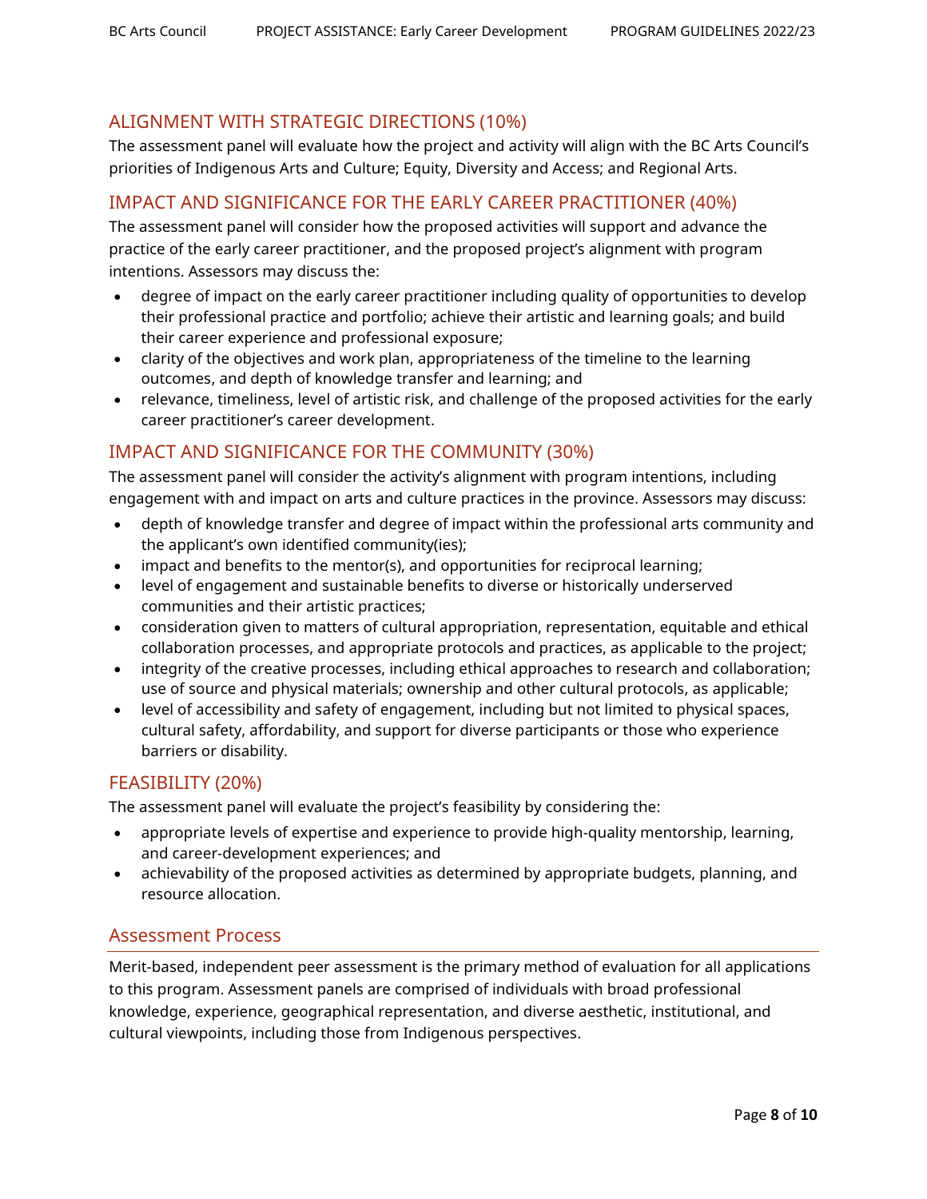### ALIGNMENT WITH STRATEGIC DIRECTIONS (10%)

The assessment panel will evaluate how the project and activity will align with the BC Arts Council's priorities of Indigenous Arts and Culture; Equity, Diversity and Access; and Regional Arts.

### IMPACT AND SIGNIFICANCE FOR THE EARLY CAREER PRACTITIONER (40%)

The assessment panel will consider how the proposed activities will support and advance the practice of the early career practitioner, and the proposed project's alignment with program intentions. Assessors may discuss the:

- degree of impact on the early career practitioner including quality of opportunities to develop their professional practice and portfolio; achieve their artistic and learning goals; and build their career experience and professional exposure;
- clarity of the objectives and work plan, appropriateness of the timeline to the learning outcomes, and depth of knowledge transfer and learning; and
- relevance, timeliness, level of artistic risk, and challenge of the proposed activities for the early career practitioner's career development.

### IMPACT AND SIGNIFICANCE FOR THE COMMUNITY (30%)

The assessment panel will consider the activity's alignment with program intentions, including engagement with and impact on arts and culture practices in the province. Assessors may discuss:

- depth of knowledge transfer and degree of impact within the professional arts community and the applicant's own identified community(ies);
- impact and benefits to the mentor(s), and opportunities for reciprocal learning;
- level of engagement and sustainable benefits to diverse or historically underserved communities and their artistic practices;
- consideration given to matters of cultural appropriation, representation, equitable and ethical collaboration processes, and appropriate protocols and practices, as applicable to the project;
- integrity of the creative processes, including ethical approaches to research and collaboration; use of source and physical materials; ownership and other cultural protocols, as applicable;
- level of accessibility and safety of engagement, including but not limited to physical spaces, cultural safety, affordability, and support for diverse participants or those who experience barriers or disability.

### FEASIBILITY (20%)

The assessment panel will evaluate the project's feasibility by considering the:

- appropriate levels of expertise and experience to provide high-quality mentorship, learning, and career-development experiences; and
- achievability of the proposed activities as determined by appropriate budgets, planning, and resource allocation.

## Assessment Process

Merit-based, independent peer assessment is the primary method of evaluation for all applications to this program. Assessment panels are comprised of individuals with broad professional knowledge, experience, geographical representation, and diverse aesthetic, institutional, and cultural viewpoints, including those from Indigenous perspectives.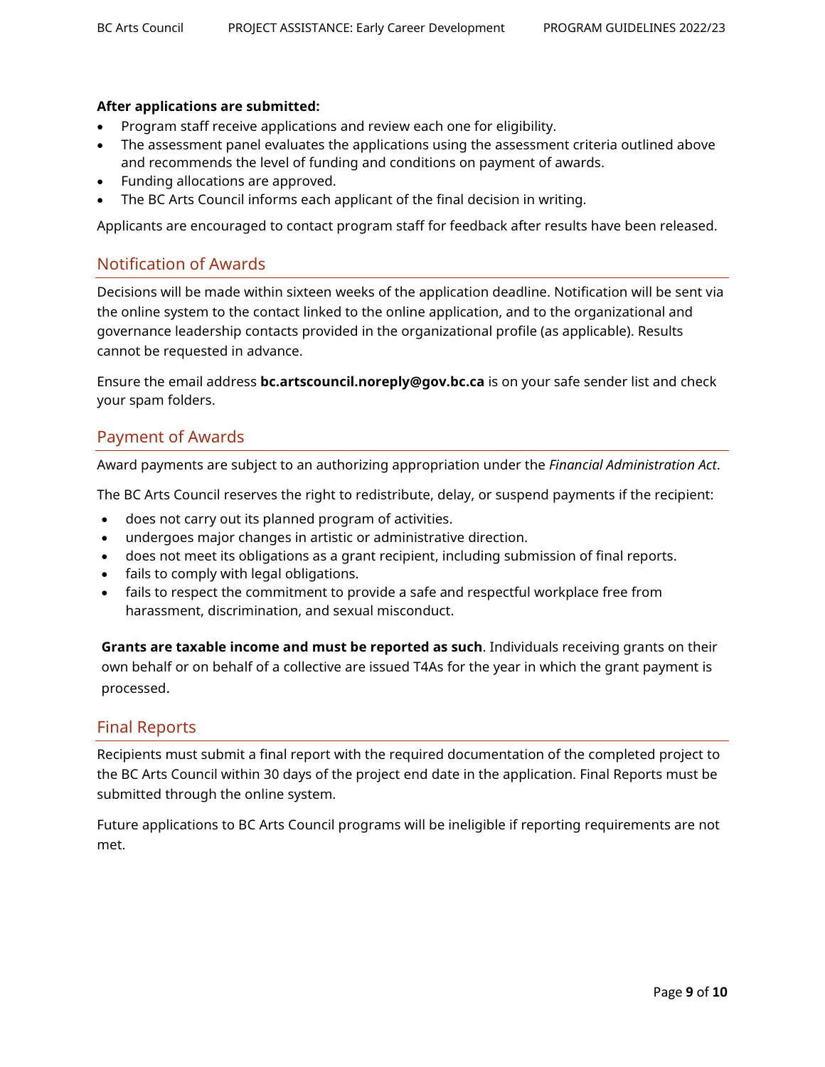**After applications are submitted:**

- Program staff receive applications and review each one for eligibility.
- The assessment panel evaluates the applications using the assessment criteria outlined above and recommends the level of funding and conditions on payment of awards.
- Funding allocations are approved.
- The BC Arts Council informs each applicant of the final decision in writing.

Applicants are encouraged to contact program staff for feedback after results have been released.

## Notification of Awards

Decisions will be made within sixteen weeks of the application deadline. Notification will be sent via the online system to the contact linked to the online application, and to the organizational and governance leadership contacts provided in the organizational profile (as applicable). Results cannot be requested in advance.

Ensure the email address **bc.artscouncil.noreply@gov.bc.ca** is on your safe sender list and check your spam folders.

## Payment of Awards

Award payments are subject to an authorizing appropriation under the *Financial Administration Act*.

The BC Arts Council reserves the right to redistribute, delay, or suspend payments if the recipient:

- does not carry out its planned program of activities.
- undergoes major changes in artistic or administrative direction.
- does not meet its obligations as a grant recipient, including submission of final reports.
- fails to comply with legal obligations.
- fails to respect the commitment to provide a safe and respectful workplace free from harassment, discrimination, and sexual misconduct.

**Grants are taxable income and must be reported as such**. Individuals receiving grants on their own behalf or on behalf of a collective are issued T4As for the year in which the grant payment is processed.

## Final Reports

Recipients must submit a final report with the required documentation of the completed project to the BC Arts Council within 30 days of the project end date in the application. Final Reports must be submitted through the online system.

Future applications to BC Arts Council programs will be ineligible if reporting requirements are not met.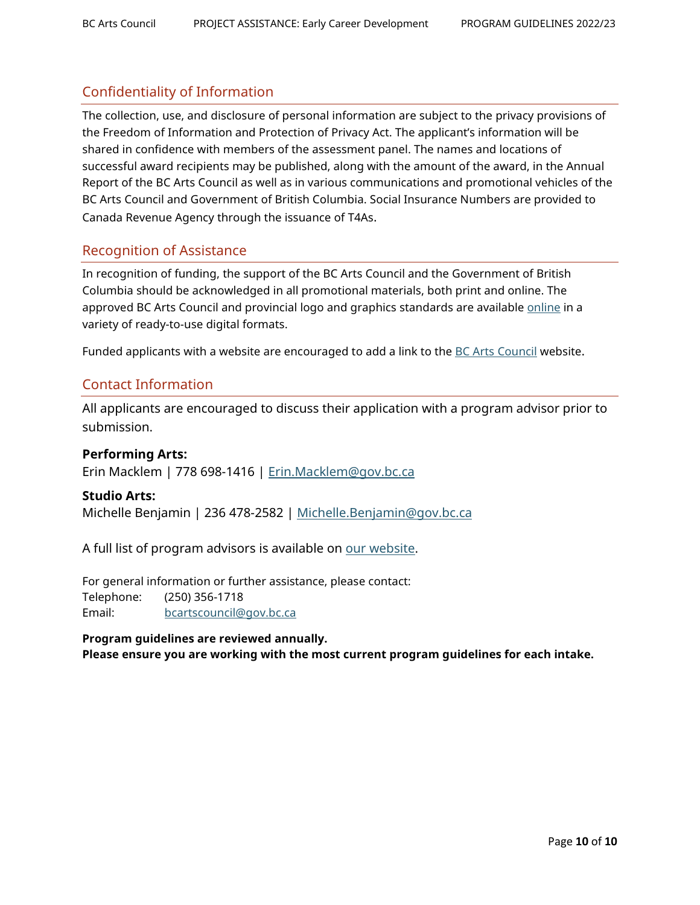## Confidentiality of Information

The collection, use, and disclosure of personal information are subject to the privacy provisions of the Freedom of Information and Protection of Privacy Act. The applicant's information will be shared in confidence with members of the assessment panel. The names and locations of successful award recipients may be published, along with the amount of the award, in the Annual Report of the BC Arts Council as well as in various communications and promotional vehicles of the BC Arts Council and Government of British Columbia. Social Insurance Numbers are provided to Canada Revenue Agency through the issuance of T4As.

## Recognition of Assistance

In recognition of funding, the support of the BC Arts Council and the Government of British Columbia should be acknowledged in all promotional materials, both print and online. The approved BC Arts Council and provincial logo and graphics standards are available online in a variety of ready-to-use digital formats.

Funded applicants with a website are encouraged to add a link to the BC Arts Council website.

## Contact Information

All applicants are encouraged to discuss their application with a program advisor prior to submission.

**Performing Arts:**
Erin Macklem | 778 698-1416 | Erin.Macklem@gov.bc.ca

**Studio Arts:**
Michelle Benjamin | 236 478-2582 | Michelle.Benjamin@gov.bc.ca

A full list of program advisors is available on our website.

For general information or further assistance, please contact:
Telephone: (250) 356-1718
Email: bcartscouncil@gov.bc.ca

**Program guidelines are reviewed annually.**
**Please ensure you are working with the most current program guidelines for each intake.**